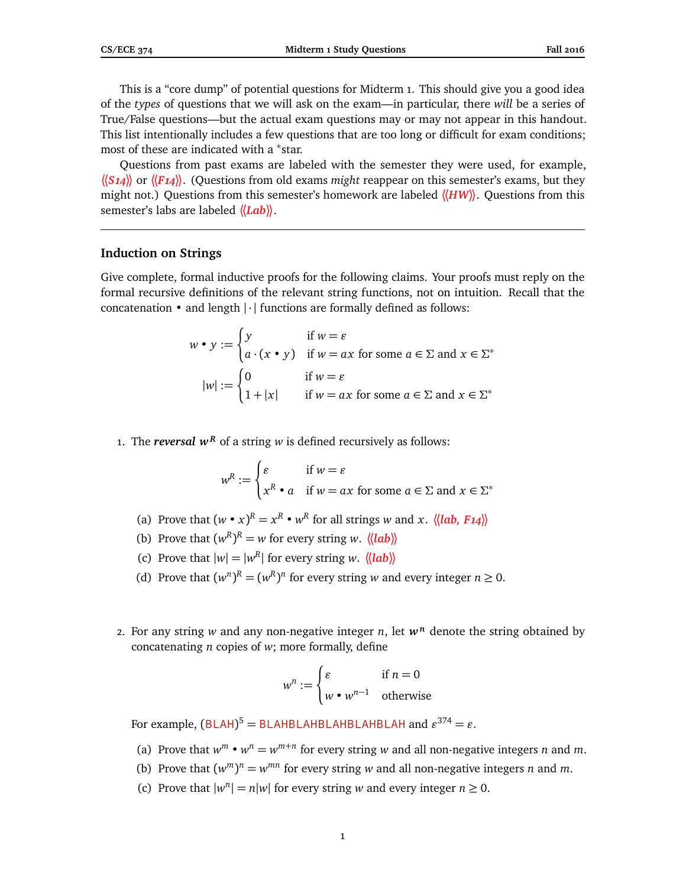This is a “core dump” of potential questions for Midterm 1. This should give you a good idea of the *types* of questions that we will ask on the exam—in particular, there *will* be a series of True/False questions—but the actual exam questions may or may not appear in this handout. This list intentionally includes a few questions that are too long or difficult for exam conditions; most of these are indicated with a *star.

Questions from past exams are labeled with the semester they were used, for example, ⟨⟨*S14*⟩⟩ or ⟨⟨*F14*⟩⟩. (Questions from old exams *might* reappear on this semester’s exams, but they might not.) Questions from this semester’s homework are labeled ⟨⟨*HW*⟩⟩. Questions from this semester’s labs are labeled ⟨⟨*Lab*⟩⟩.

---

## Induction on Strings

Give complete, formal inductive proofs for the following claims. Your proofs must reply on the formal recursive definitions of the relevant string functions, not on intuition. Recall that the concatenation $\bullet$ and length $|\cdot|$ functions are formally defined as follows:

$$w \bullet y := \begin{cases} y & \text{if } w = \varepsilon \\ a \cdot (x \bullet y) & \text{if } w = ax \text{ for some } a \in \Sigma \text{ and } x \in \Sigma^* \end{cases}$$

$$|w| := \begin{cases} 0 & \text{if } w = \varepsilon \\ 1 + |x| & \text{if } w = ax \text{ for some } a \in \Sigma \text{ and } x \in \Sigma^* \end{cases}$$

1. The ***reversal*** $\boldsymbol{w^R}$ of a string $w$ is defined recursively as follows:

$$w^R := \begin{cases} \varepsilon & \text{if } w = \varepsilon \\ x^R \bullet a & \text{if } w = ax \text{ for some } a \in \Sigma \text{ and } x \in \Sigma^* \end{cases}$$

   (a) Prove that $(w \bullet x)^R = x^R \bullet w^R$ for all strings $w$ and $x$. ⟨⟨*lab, F14*⟩⟩

   (b) Prove that $(w^R)^R = w$ for every string $w$. ⟨⟨*lab*⟩⟩

   (c) Prove that $|w| = |w^R|$ for every string $w$. ⟨⟨*lab*⟩⟩

   (d) Prove that $(w^n)^R = (w^R)^n$ for every string $w$ and every integer $n \geq 0$.

2. For any string $w$ and any non-negative integer $n$, let $\boldsymbol{w^n}$ denote the string obtained by concatenating $n$ copies of $w$; more formally, define

$$w^n := \begin{cases} \varepsilon & \text{if } n = 0 \\ w \bullet w^{n-1} & \text{otherwise} \end{cases}$$

   For example, $(\text{BLAH})^5 = \text{BLAHBLAHBLAHBLAHBLAH}$ and $\varepsilon^{374} = \varepsilon$.

   (a) Prove that $w^m \bullet w^n = w^{m+n}$ for every string $w$ and all non-negative integers $n$ and $m$.

   (b) Prove that $(w^m)^n = w^{mn}$ for every string $w$ and all non-negative integers $n$ and $m$.

   (c) Prove that $|w^n| = n|w|$ for every string $w$ and every integer $n \geq 0$.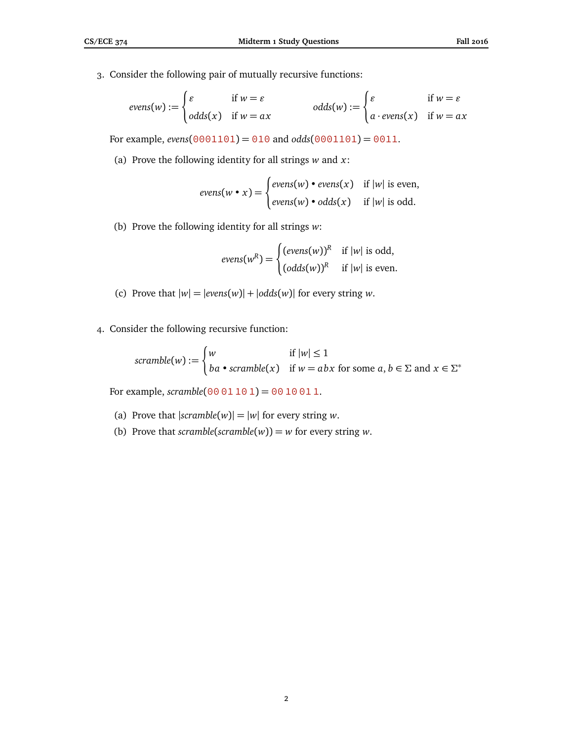3. Consider the following pair of mutually recursive functions:

$$evens(w) := \begin{cases} \varepsilon & \text{if } w = \varepsilon \\ odds(x) & \text{if } w = ax \end{cases} \qquad odds(w) := \begin{cases} \varepsilon & \text{if } w = \varepsilon \\ a \cdot evens(x) & \text{if } w = ax \end{cases}$$

For example, $evens(\texttt{0001101}) = \texttt{010}$ and $odds(\texttt{0001101}) = \texttt{0011}$.

   (a) Prove the following identity for all strings $w$ and $x$:

$$evens(w \bullet x) = \begin{cases} evens(w) \bullet evens(x) & \text{if } |w| \text{ is even,} \\ evens(w) \bullet odds(x) & \text{if } |w| \text{ is odd.} \end{cases}$$

   (b) Prove the following identity for all strings $w$:

$$evens(w^R) = \begin{cases} (evens(w))^R & \text{if } |w| \text{ is odd,} \\ (odds(w))^R & \text{if } |w| \text{ is even.} \end{cases}$$

   (c) Prove that $|w| = |evens(w)| + |odds(w)|$ for every string $w$.

4. Consider the following recursive function:

$$scramble(w) := \begin{cases} w & \text{if } |w| \leq 1 \\ ba \bullet scramble(x) & \text{if } w = abx \text{ for some } a, b \in \Sigma \text{ and } x \in \Sigma^* \end{cases}$$

For example, $scramble(\texttt{00 01 10 1}) = \texttt{00 10 01 1}$.

   (a) Prove that $|scramble(w)| = |w|$ for every string $w$.

   (b) Prove that $scramble(scramble(w)) = w$ for every string $w$.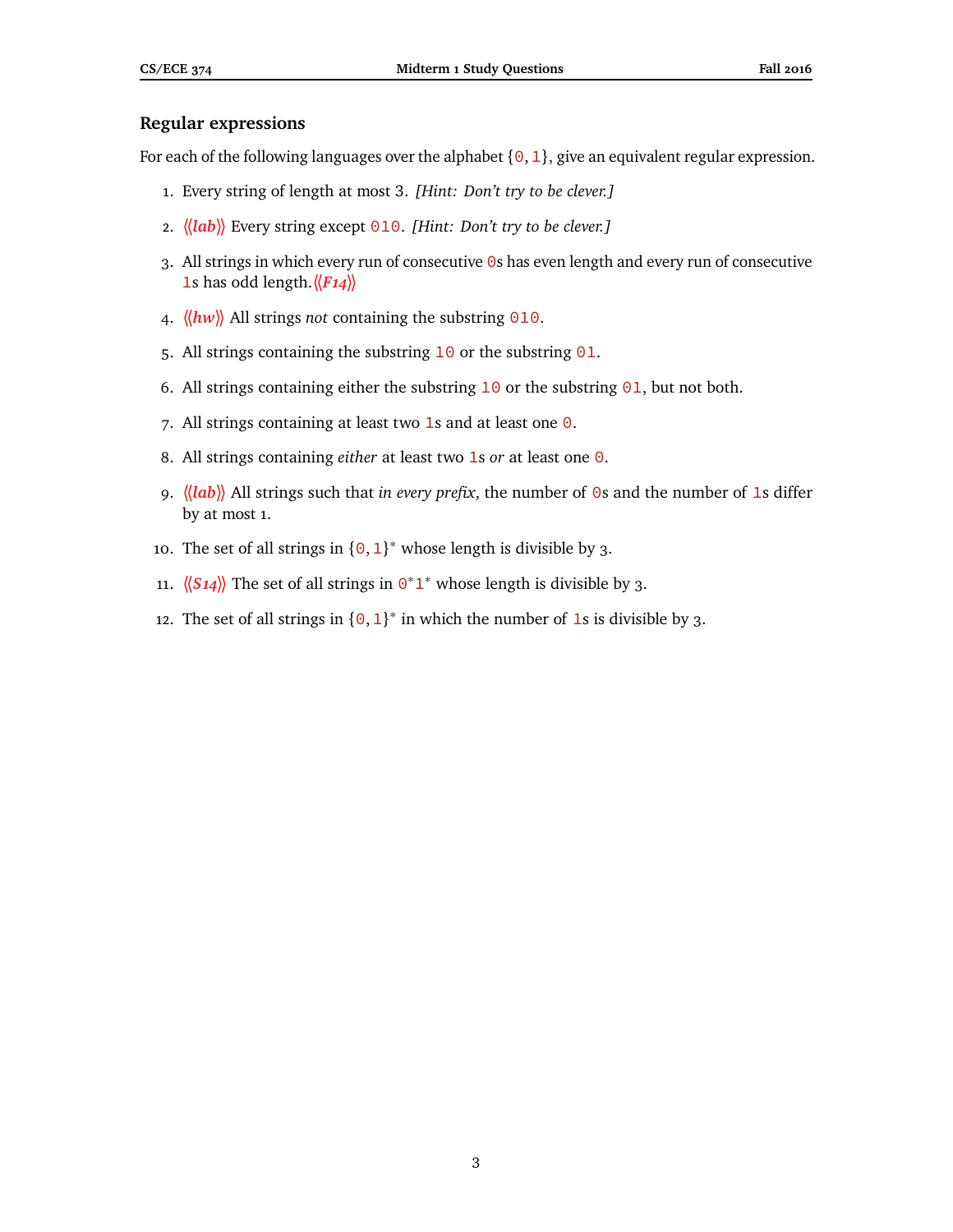## Regular expressions

For each of the following languages over the alphabet {0, 1}, give an equivalent regular expression.

1. Every string of length at most 3. *[Hint: Don't try to be clever.]*

2. *⟨⟨lab⟩⟩* Every string except 010. *[Hint: Don't try to be clever.]*

3. All strings in which every run of consecutive 0s has even length and every run of consecutive 1s has odd length. *⟨⟨F14⟩⟩*

4. *⟨⟨hw⟩⟩* All strings *not* containing the substring 010.

5. All strings containing the substring 10 or the substring 01.

6. All strings containing either the substring 10 or the substring 01, but not both.

7. All strings containing at least two 1s and at least one 0.

8. All strings containing *either* at least two 1s *or* at least one 0.

9. *⟨⟨lab⟩⟩* All strings such that *in every prefix*, the number of 0s and the number of 1s differ by at most 1.

10. The set of all strings in $\{0, 1\}^*$ whose length is divisible by 3.

11. *⟨⟨S14⟩⟩* The set of all strings in $0^*1^*$ whose length is divisible by 3.

12. The set of all strings in $\{0, 1\}^*$ in which the number of 1s is divisible by 3.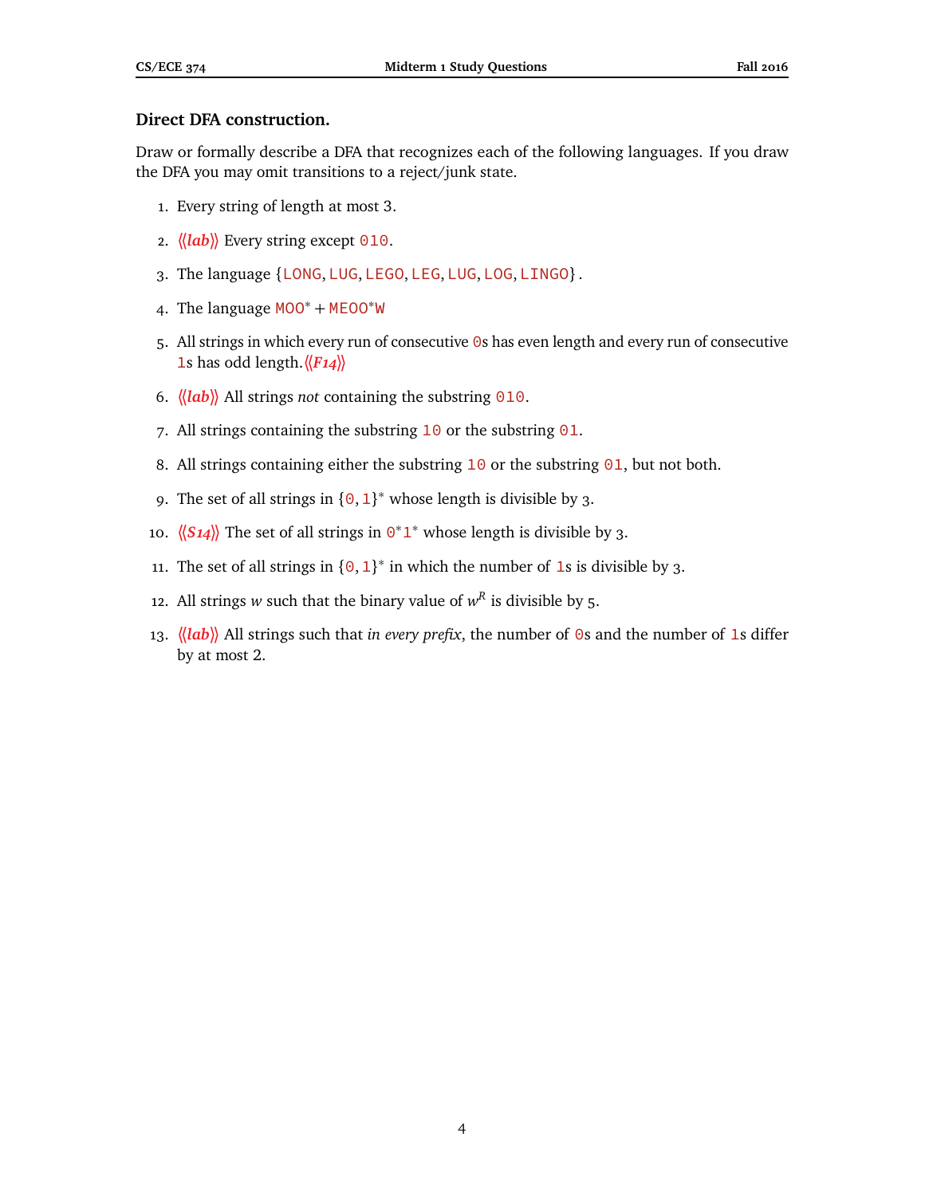### Direct DFA construction.

Draw or formally describe a DFA that recognizes each of the following languages. If you draw the DFA you may omit transitions to a reject/junk state.

1. Every string of length at most 3.
2. ⟨⟨*lab*⟩⟩ Every string except `010`.
3. The language {`LONG`, `LUG`, `LEGO`, `LEG`, `LUG`, `LOG`, `LINGO`} .
4. The language `MOO`$^*$ + `MEOO`$^*$`W`
5. All strings in which every run of consecutive `0`s has even length and every run of consecutive `1`s has odd length.⟨⟨*F14*⟩⟩
6. ⟨⟨*lab*⟩⟩ All strings *not* containing the substring `010`.
7. All strings containing the substring `10` or the substring `01`.
8. All strings containing either the substring `10` or the substring `01`, but not both.
9. The set of all strings in {`0`, `1`}$^*$ whose length is divisible by 3.
10. ⟨⟨*S14*⟩⟩ The set of all strings in `0`$^*$`1`$^*$ whose length is divisible by 3.
11. The set of all strings in {`0`, `1`}$^*$ in which the number of `1`s is divisible by 3.
12. All strings $w$ such that the binary value of $w^R$ is divisible by 5.
13. ⟨⟨*lab*⟩⟩ All strings such that *in every prefix*, the number of `0`s and the number of `1`s differ by at most 2.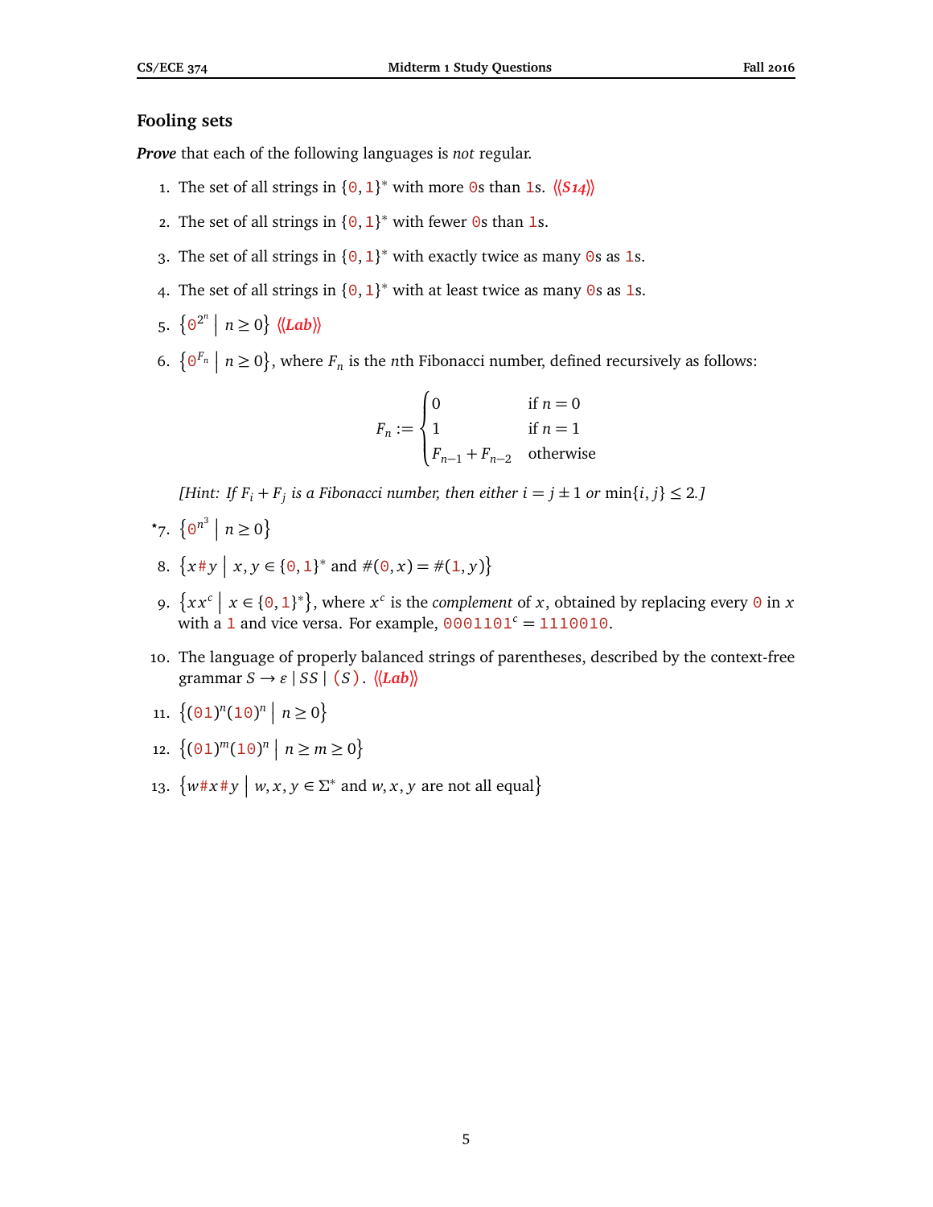### Fooling sets

***Prove*** that each of the following languages is *not* regular.

1. The set of all strings in $\{0,1\}^*$ with more 0s than 1s. ⟨⟨*S14*⟩⟩
2. The set of all strings in $\{0,1\}^*$ with fewer 0s than 1s.
3. The set of all strings in $\{0,1\}^*$ with exactly twice as many 0s as 1s.
4. The set of all strings in $\{0,1\}^*$ with at least twice as many 0s as 1s.
5. $\{0^{2^n} \mid n \geq 0\}$ ⟨⟨*Lab*⟩⟩
6. $\{0^{F_n} \mid n \geq 0\}$, where $F_n$ is the $n$th Fibonacci number, defined recursively as follows:

$$F_n := \begin{cases} 0 & \text{if } n = 0 \\ 1 & \text{if } n = 1 \\ F_{n-1} + F_{n-2} & \text{otherwise} \end{cases}$$

   *[Hint: If $F_i + F_j$ is a Fibonacci number, then either $i = j \pm 1$ or $\min\{i, j\} \leq 2$.]*

*7. $\{0^{n^3} \mid n \geq 0\}$

8. $\{x\#y \mid x, y \in \{0,1\}^* \text{ and } \#(0, x) = \#(1, y)\}$
9. $\{xx^c \mid x \in \{0,1\}^*\}$, where $x^c$ is the *complement* of $x$, obtained by replacing every 0 in $x$ with a 1 and vice versa. For example, $0001101^c = 1110010$.
10. The language of properly balanced strings of parentheses, described by the context-free grammar $S \to \varepsilon \mid SS \mid (S)$. ⟨⟨*Lab*⟩⟩
11. $\{(01)^n(10)^n \mid n \geq 0\}$
12. $\{(01)^m(10)^n \mid n \geq m \geq 0\}$
13. $\{w\#x\#y \mid w, x, y \in \Sigma^* \text{ and } w, x, y \text{ are not all equal}\}$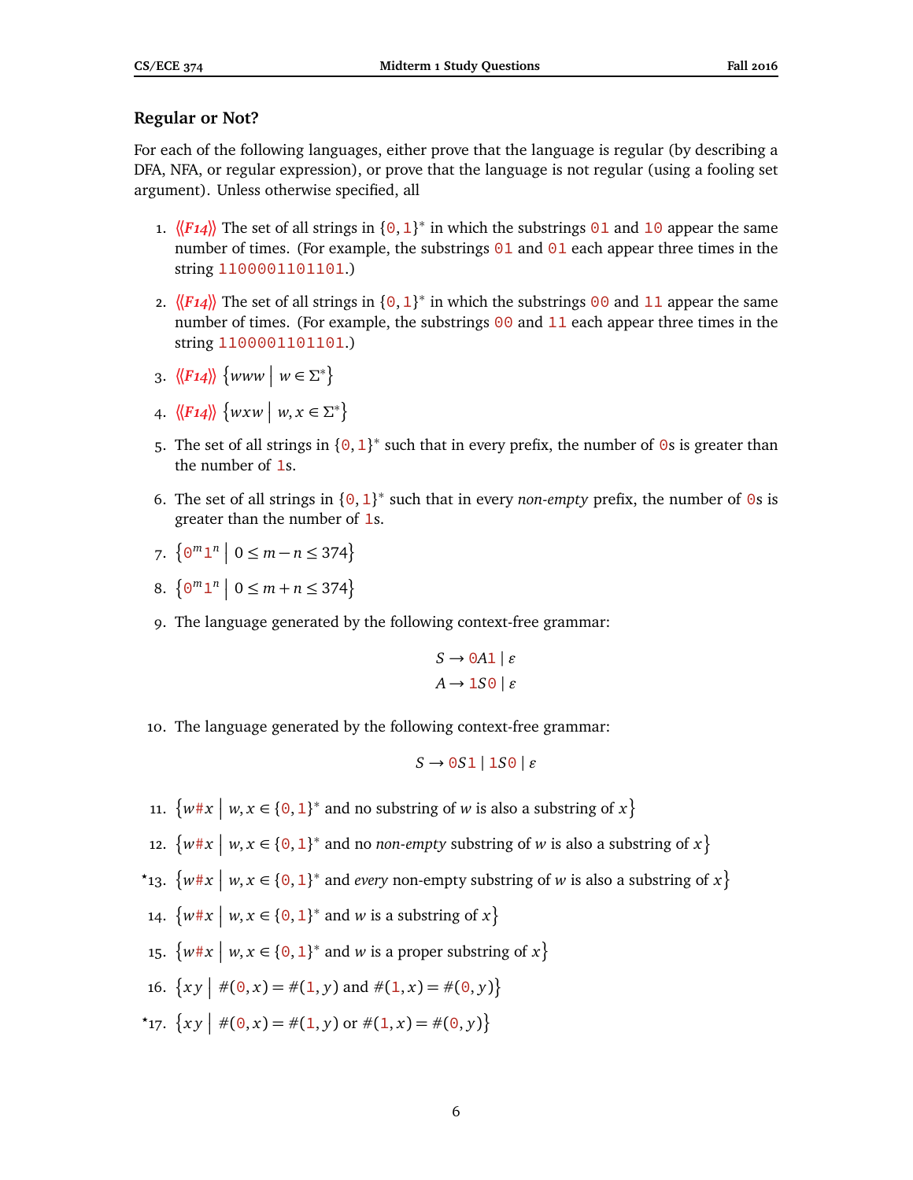## Regular or Not?

For each of the following languages, either prove that the language is regular (by describing a DFA, NFA, or regular expression), or prove that the language is not regular (using a fooling set argument). Unless otherwise specified, all

1. ⟨⟨*F14*⟩⟩ The set of all strings in $\{0, 1\}^*$ in which the substrings 01 and 10 appear the same number of times. (For example, the substrings 01 and 01 each appear three times in the string 1100001101101.)

2. ⟨⟨*F14*⟩⟩ The set of all strings in $\{0, 1\}^*$ in which the substrings 00 and 11 appear the same number of times. (For example, the substrings 00 and 11 each appear three times in the string 1100001101101.)

3. ⟨⟨*F14*⟩⟩ $\{www \mid w \in \Sigma^*\}$

4. ⟨⟨*F14*⟩⟩ $\{wxw \mid w, x \in \Sigma^*\}$

5. The set of all strings in $\{0, 1\}^*$ such that in every prefix, the number of 0s is greater than the number of 1s.

6. The set of all strings in $\{0, 1\}^*$ such that in every *non-empty* prefix, the number of 0s is greater than the number of 1s.

7. $\{0^m 1^n \mid 0 \leq m - n \leq 374\}$

8. $\{0^m 1^n \mid 0 \leq m + n \leq 374\}$

9. The language generated by the following context-free grammar:

$$S \to 0A1 \mid \varepsilon$$
$$A \to 1S0 \mid \varepsilon$$

10. The language generated by the following context-free grammar:

$$S \to 0S1 \mid 1S0 \mid \varepsilon$$

11. $\{w\#x \mid w, x \in \{0, 1\}^* \text{ and no substring of } w \text{ is also a substring of } x\}$

12. $\{w\#x \mid w, x \in \{0, 1\}^* \text{ and no } \textit{non-empty} \text{ substring of } w \text{ is also a substring of } x\}$

*13. $\{w\#x \mid w, x \in \{0, 1\}^* \text{ and } \textit{every} \text{ non-empty substring of } w \text{ is also a substring of } x\}$

14. $\{w\#x \mid w, x \in \{0, 1\}^* \text{ and } w \text{ is a substring of } x\}$

15. $\{w\#x \mid w, x \in \{0, 1\}^* \text{ and } w \text{ is a proper substring of } x\}$

16. $\{xy \mid \#(0, x) = \#(1, y) \text{ and } \#(1, x) = \#(0, y)\}$

*17. $\{xy \mid \#(0, x) = \#(1, y) \text{ or } \#(1, x) = \#(0, y)\}$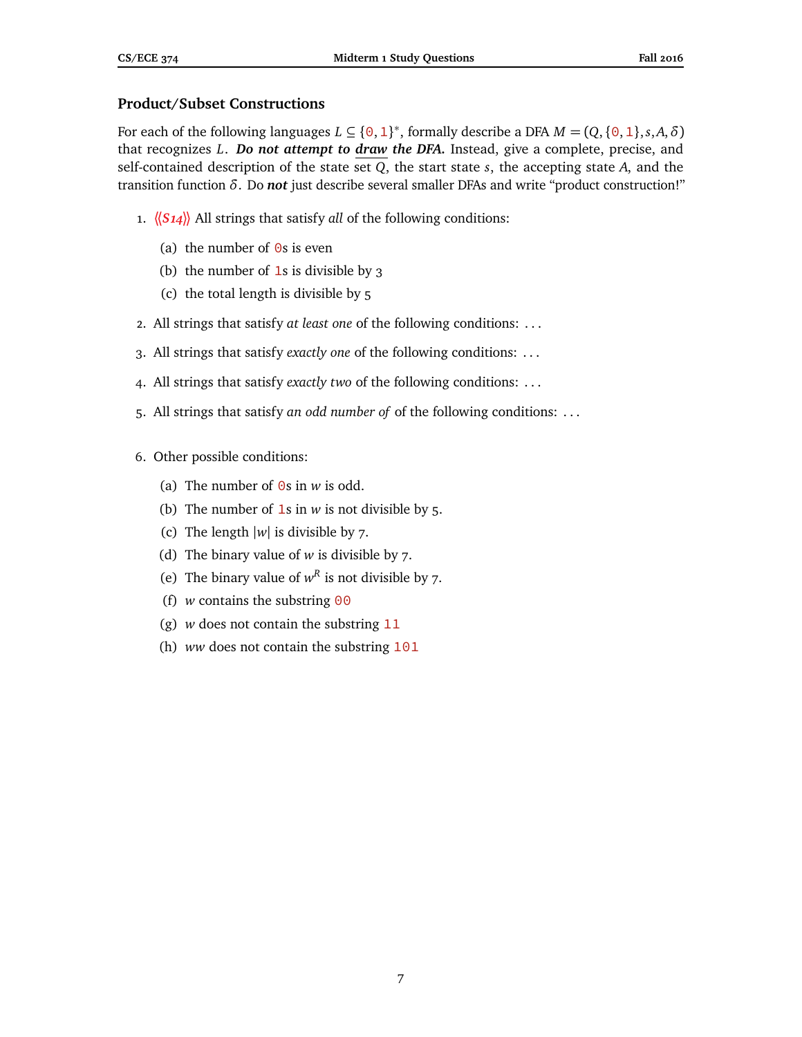## Product/Subset Constructions

For each of the following languages $L \subseteq \{0, 1\}^*$, formally describe a DFA $M = (Q, \{0, 1\}, s, A, \delta)$ that recognizes $L$. ***Do not attempt to draw the DFA.*** Instead, give a complete, precise, and self-contained description of the state set $Q$, the start state $s$, the accepting state $A$, and the transition function $\delta$. Do ***not*** just describe several smaller DFAs and write "product construction!"

1. ⟨⟨*S14*⟩⟩ All strings that satisfy *all* of the following conditions:

   (a) the number of 0s is even

   (b) the number of 1s is divisible by 3

   (c) the total length is divisible by 5

2. All strings that satisfy *at least one* of the following conditions: ...

3. All strings that satisfy *exactly one* of the following conditions: ...

4. All strings that satisfy *exactly two* of the following conditions: ...

5. All strings that satisfy *an odd number of* of the following conditions: ...

6. Other possible conditions:

   (a) The number of 0s in $w$ is odd.

   (b) The number of 1s in $w$ is not divisible by 5.

   (c) The length $|w|$ is divisible by 7.

   (d) The binary value of $w$ is divisible by 7.

   (e) The binary value of $w^R$ is not divisible by 7.

   (f) $w$ contains the substring 00

   (g) $w$ does not contain the substring 11

   (h) $ww$ does not contain the substring 101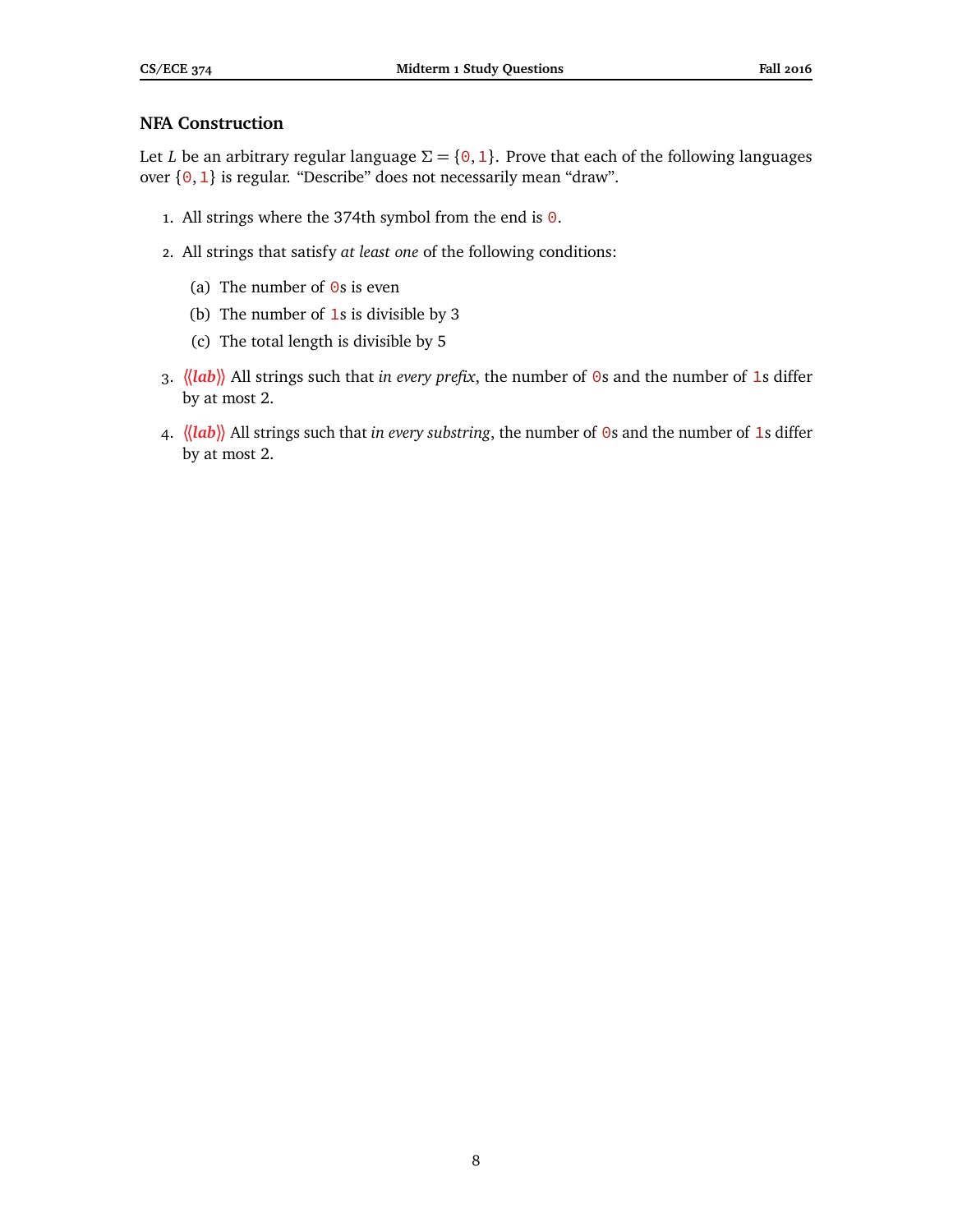## NFA Construction

Let $L$ be an arbitrary regular language $\Sigma = \{0, 1\}$. Prove that each of the following languages over $\{0, 1\}$ is regular. "Describe" does not necessarily mean "draw".

1. All strings where the 374th symbol from the end is 0.

2. All strings that satisfy *at least one* of the following conditions:

   (a) The number of 0s is even

   (b) The number of 1s is divisible by 3

   (c) The total length is divisible by 5

3. ⟨⟨*lab*⟩⟩ All strings such that *in every prefix*, the number of 0s and the number of 1s differ by at most 2.

4. ⟨⟨*lab*⟩⟩ All strings such that *in every substring*, the number of 0s and the number of 1s differ by at most 2.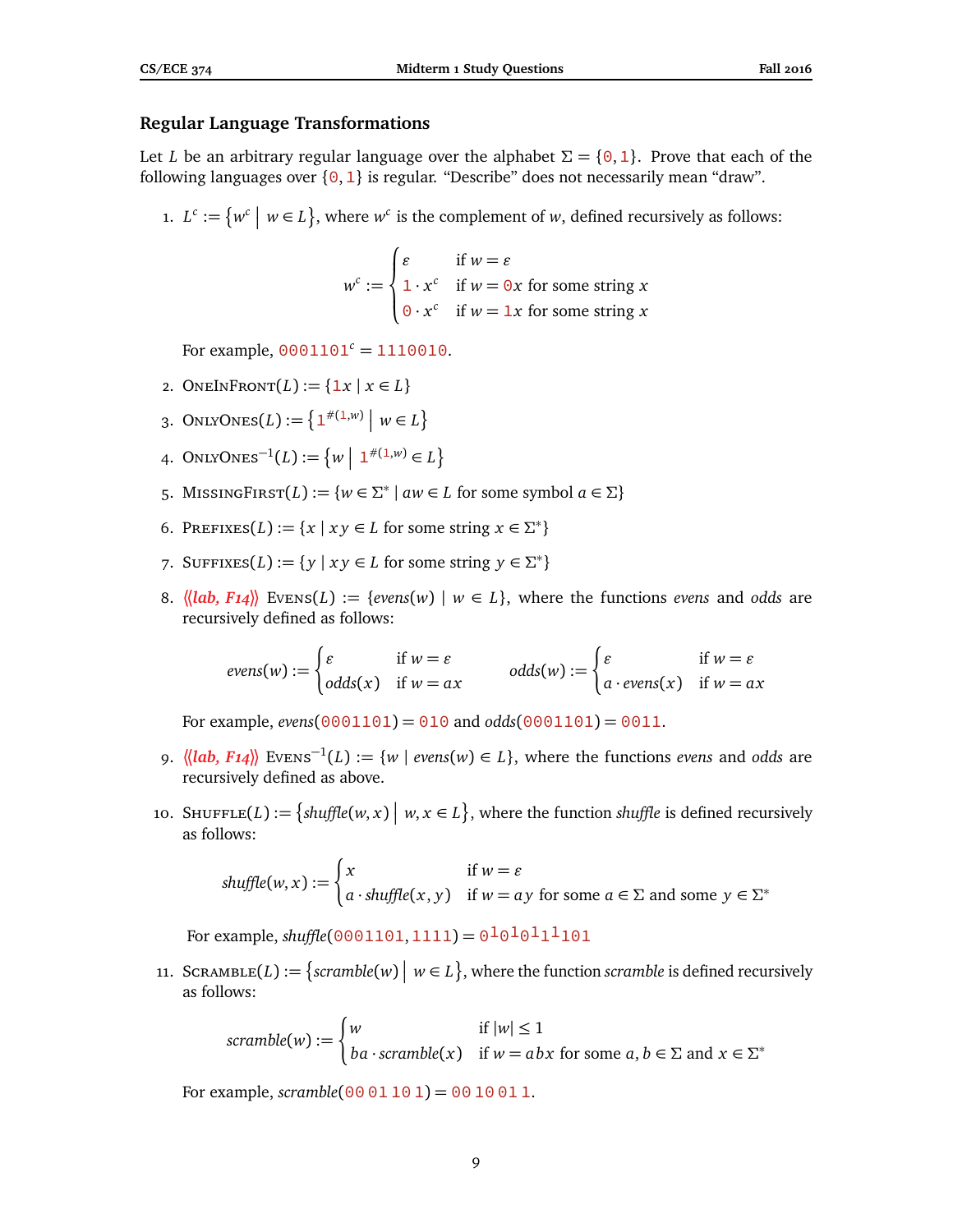## Regular Language Transformations

Let $L$ be an arbitrary regular language over the alphabet $\Sigma = \{0, 1\}$. Prove that each of the following languages over $\{0, 1\}$ is regular. "Describe" does not necessarily mean "draw".

1. $L^c := \left\{ w^c \;\middle|\; w \in L \right\}$, where $w^c$ is the complement of $w$, defined recursively as follows:

$$w^c := \begin{cases} \varepsilon & \text{if } w = \varepsilon \\ 1 \cdot x^c & \text{if } w = 0x \text{ for some string } x \\ 0 \cdot x^c & \text{if } w = 1x \text{ for some string } x \end{cases}$$

   For example, $0001101^c = 1110010$.

2. $\text{OneInFront}(L) := \{1x \mid x \in L\}$

3. $\text{OnlyOnes}(L) := \left\{ 1^{\#(1,w)} \;\middle|\; w \in L \right\}$

4. $\text{OnlyOnes}^{-1}(L) := \left\{ w \;\middle|\; 1^{\#(1,w)} \in L \right\}$

5. $\text{MissingFirst}(L) := \{w \in \Sigma^* \mid aw \in L \text{ for some symbol } a \in \Sigma\}$

6. $\text{Prefixes}(L) := \{x \mid xy \in L \text{ for some string } x \in \Sigma^*\}$

7. $\text{Suffixes}(L) := \{y \mid xy \in L \text{ for some string } y \in \Sigma^*\}$

8. ***⟨⟨lab, F14⟩⟩*** $\text{Evens}(L) := \{evens(w) \mid w \in L\}$, where the functions *evens* and *odds* are recursively defined as follows:

$$evens(w) := \begin{cases} \varepsilon & \text{if } w = \varepsilon \\ odds(x) & \text{if } w = ax \end{cases} \qquad odds(w) := \begin{cases} \varepsilon & \text{if } w = \varepsilon \\ a \cdot evens(x) & \text{if } w = ax \end{cases}$$

   For example, $evens(0001101) = 010$ and $odds(0001101) = 0011$.

9. ***⟨⟨lab, F14⟩⟩*** $\text{Evens}^{-1}(L) := \{w \mid evens(w) \in L\}$, where the functions *evens* and *odds* are recursively defined as above.

10. $\text{Shuffle}(L) := \left\{ shuffle(w, x) \;\middle|\; w, x \in L \right\}$, where the function *shuffle* is defined recursively as follows:

$$shuffle(w, x) := \begin{cases} x & \text{if } w = \varepsilon \\ a \cdot shuffle(x, y) & \text{if } w = ay \text{ for some } a \in \Sigma \text{ and some } y \in \Sigma^* \end{cases}$$

   For example, $shuffle(0001101, 1111) = 0^1 0^1 0^1 1^1 101$

11. $\text{Scramble}(L) := \left\{ scramble(w) \;\middle|\; w \in L \right\}$, where the function *scramble* is defined recursively as follows:

$$scramble(w) := \begin{cases} w & \text{if } |w| \le 1 \\ ba \cdot scramble(x) & \text{if } w = abx \text{ for some } a, b \in \Sigma \text{ and } x \in \Sigma^* \end{cases}$$

   For example, $scramble(00\,01\,10\,1) = 00\,10\,01\,1$.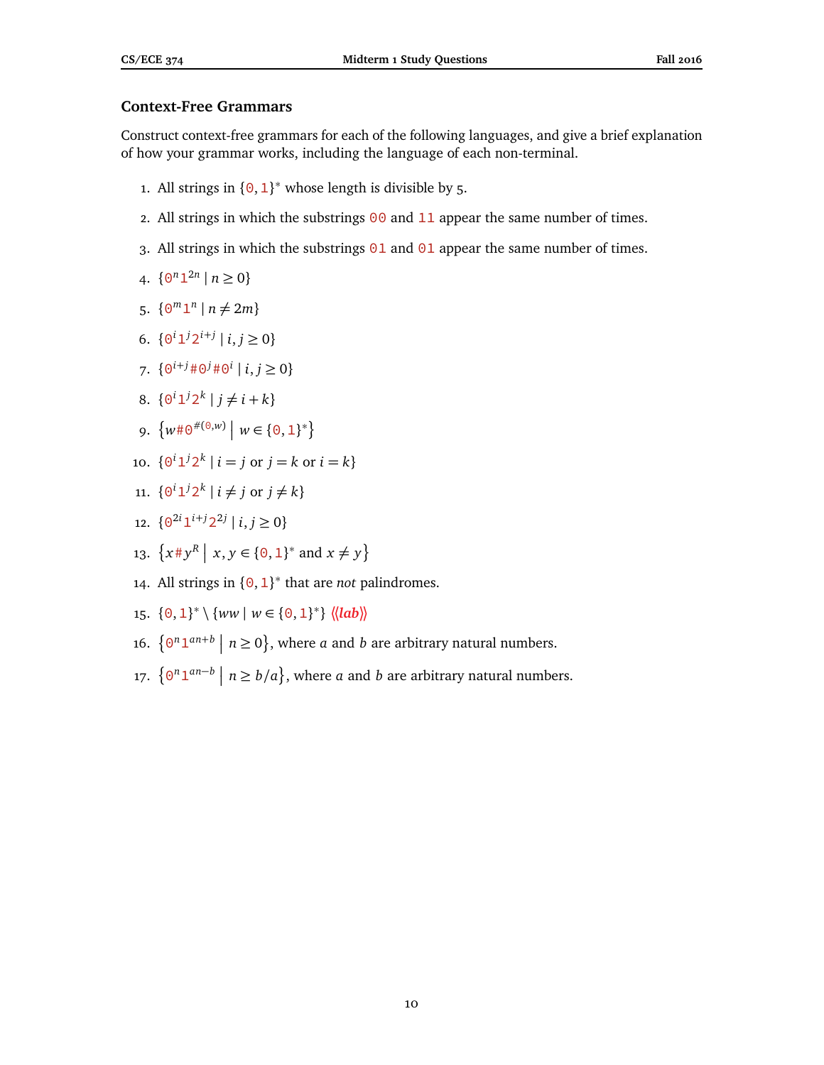## Context-Free Grammars

Construct context-free grammars for each of the following languages, and give a brief explanation of how your grammar works, including the language of each non-terminal.

1. All strings in $\{0,1\}^*$ whose length is divisible by 5.
2. All strings in which the substrings 00 and 11 appear the same number of times.
3. All strings in which the substrings 01 and 01 appear the same number of times.
4. $\{0^n 1^{2n} \mid n \geq 0\}$
5. $\{0^m 1^n \mid n \neq 2m\}$
6. $\{0^i 1^j 2^{i+j} \mid i,j \geq 0\}$
7. $\{0^{i+j} \# 0^j \# 0^i \mid i,j \geq 0\}$
8. $\{0^i 1^j 2^k \mid j \neq i+k\}$
9. $\left\{w \# 0^{\#(0,w)} \;\middle|\; w \in \{0,1\}^*\right\}$
10. $\{0^i 1^j 2^k \mid i = j \text{ or } j = k \text{ or } i = k\}$
11. $\{0^i 1^j 2^k \mid i \neq j \text{ or } j \neq k\}$
12. $\{0^{2i} 1^{i+j} 2^{2j} \mid i,j \geq 0\}$
13. $\left\{x \# y^R \;\middle|\; x,y \in \{0,1\}^* \text{ and } x \neq y\right\}$
14. All strings in $\{0,1\}^*$ that are *not* palindromes.
15. $\{0,1\}^* \setminus \{ww \mid w \in \{0,1\}^*\}$ ⟨⟨***lab***⟩⟩
16. $\left\{0^n 1^{an+b} \;\middle|\; n \geq 0\right\}$, where $a$ and $b$ are arbitrary natural numbers.
17. $\left\{0^n 1^{an-b} \;\middle|\; n \geq b/a\right\}$, where $a$ and $b$ are arbitrary natural numbers.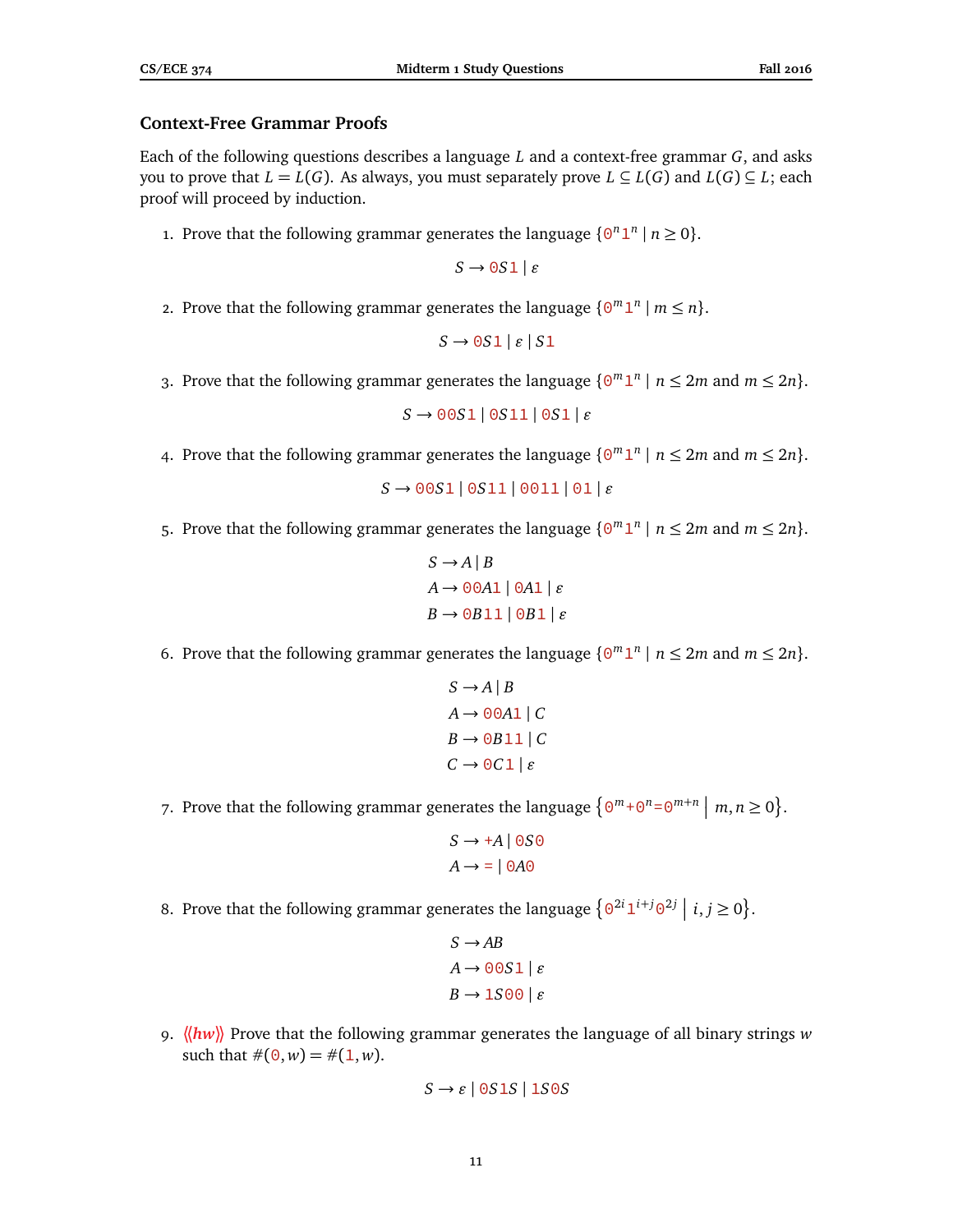## Context-Free Grammar Proofs

Each of the following questions describes a language $L$ and a context-free grammar $G$, and asks you to prove that $L = L(G)$. As always, you must separately prove $L \subseteq L(G)$ and $L(G) \subseteq L$; each proof will proceed by induction.

1. Prove that the following grammar generates the language $\{0^n 1^n \mid n \geq 0\}$.

$$S \to 0S1 \mid \varepsilon$$

2. Prove that the following grammar generates the language $\{0^m 1^n \mid m \leq n\}$.

$$S \to 0S1 \mid \varepsilon \mid S1$$

3. Prove that the following grammar generates the language $\{0^m 1^n \mid n \leq 2m \text{ and } m \leq 2n\}$.

$$S \to 00S1 \mid 0S11 \mid 0S1 \mid \varepsilon$$

4. Prove that the following grammar generates the language $\{0^m 1^n \mid n \leq 2m \text{ and } m \leq 2n\}$.

$$S \to 00S1 \mid 0S11 \mid 0011 \mid 01 \mid \varepsilon$$

5. Prove that the following grammar generates the language $\{0^m 1^n \mid n \leq 2m \text{ and } m \leq 2n\}$.

$$\begin{aligned} S &\to A \mid B \\ A &\to 00A1 \mid 0A1 \mid \varepsilon \\ B &\to 0B11 \mid 0B1 \mid \varepsilon \end{aligned}$$

6. Prove that the following grammar generates the language $\{0^m 1^n \mid n \leq 2m \text{ and } m \leq 2n\}$.

$$\begin{aligned} S &\to A \mid B \\ A &\to 00A1 \mid C \\ B &\to 0B11 \mid C \\ C &\to 0C1 \mid \varepsilon \end{aligned}$$

7. Prove that the following grammar generates the language $\left\{0^m{+}0^n{=}0^{m+n} \;\middle|\; m, n \geq 0\right\}$.

$$\begin{aligned} S &\to +A \mid 0S0 \\ A &\to \,= \mid 0A0 \end{aligned}$$

8. Prove that the following grammar generates the language $\left\{0^{2i} 1^{i+j} 0^{2j} \;\middle|\; i, j \geq 0\right\}$.

$$\begin{aligned} S &\to AB \\ A &\to 00S1 \mid \varepsilon \\ B &\to 1S00 \mid \varepsilon \end{aligned}$$

9. ⟨⟨*hw*⟩⟩ Prove that the following grammar generates the language of all binary strings $w$ such that $\#(0, w) = \#(1, w)$.

$$S \to \varepsilon \mid 0S1S \mid 1S0S$$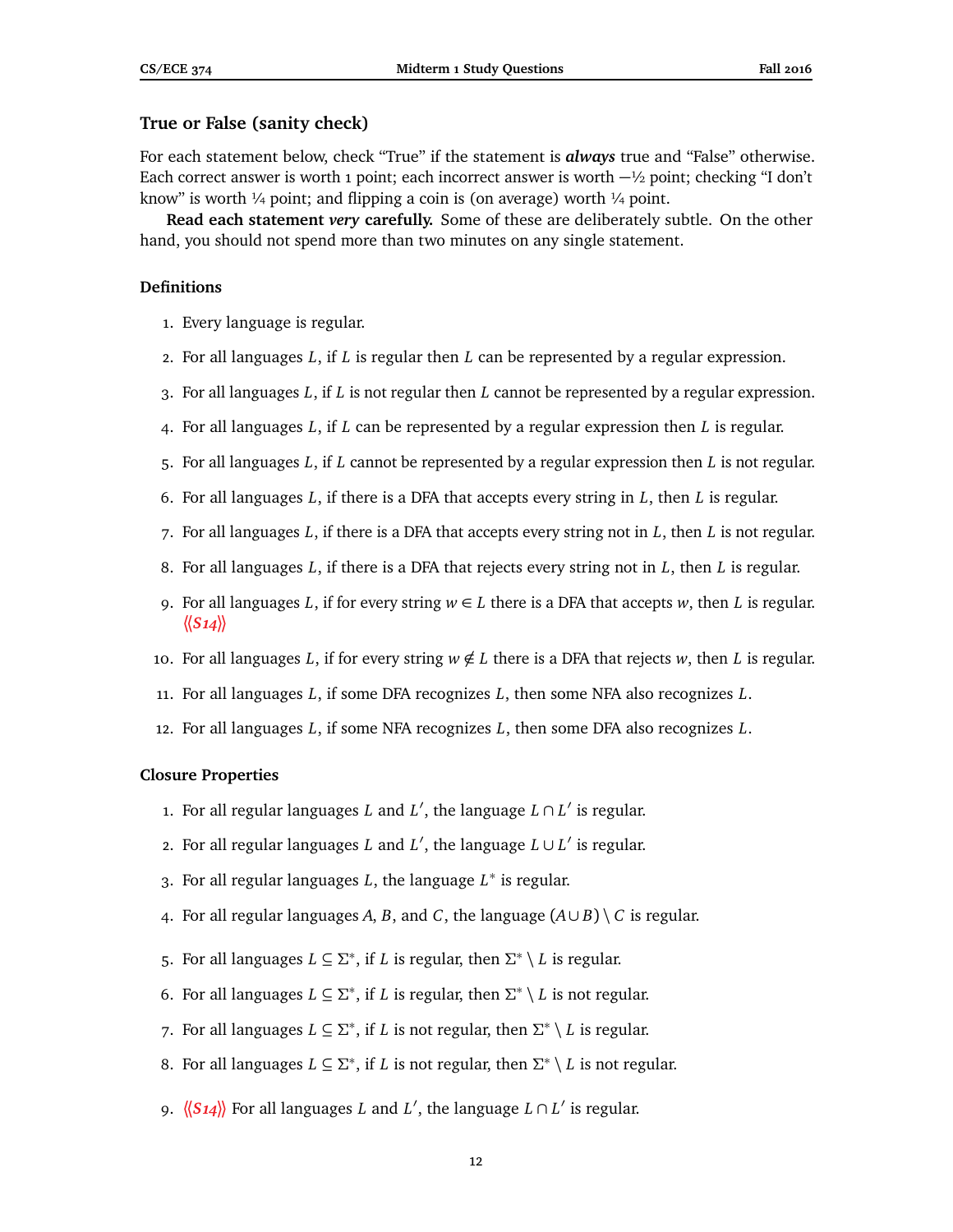## True or False (sanity check)

For each statement below, check "True" if the statement is ***always*** true and "False" otherwise. Each correct answer is worth 1 point; each incorrect answer is worth −½ point; checking "I don't know" is worth ¼ point; and flipping a coin is (on average) worth ¼ point.

**Read each statement *very* carefully.** Some of these are deliberately subtle. On the other hand, you should not spend more than two minutes on any single statement.

### Definitions

1. Every language is regular.
2. For all languages $L$, if $L$ is regular then $L$ can be represented by a regular expression.
3. For all languages $L$, if $L$ is not regular then $L$ cannot be represented by a regular expression.
4. For all languages $L$, if $L$ can be represented by a regular expression then $L$ is regular.
5. For all languages $L$, if $L$ cannot be represented by a regular expression then $L$ is not regular.
6. For all languages $L$, if there is a DFA that accepts every string in $L$, then $L$ is regular.
7. For all languages $L$, if there is a DFA that accepts every string not in $L$, then $L$ is not regular.
8. For all languages $L$, if there is a DFA that rejects every string not in $L$, then $L$ is regular.
9. For all languages $L$, if for every string $w \in L$ there is a DFA that accepts $w$, then $L$ is regular. ⟨⟨*S14*⟩⟩
10. For all languages $L$, if for every string $w \notin L$ there is a DFA that rejects $w$, then $L$ is regular.
11. For all languages $L$, if some DFA recognizes $L$, then some NFA also recognizes $L$.
12. For all languages $L$, if some NFA recognizes $L$, then some DFA also recognizes $L$.

### Closure Properties

1. For all regular languages $L$ and $L'$, the language $L \cap L'$ is regular.
2. For all regular languages $L$ and $L'$, the language $L \cup L'$ is regular.
3. For all regular languages $L$, the language $L^*$ is regular.
4. For all regular languages $A$, $B$, and $C$, the language $(A \cup B) \setminus C$ is regular.
5. For all languages $L \subseteq \Sigma^*$, if $L$ is regular, then $\Sigma^* \setminus L$ is regular.
6. For all languages $L \subseteq \Sigma^*$, if $L$ is regular, then $\Sigma^* \setminus L$ is not regular.
7. For all languages $L \subseteq \Sigma^*$, if $L$ is not regular, then $\Sigma^* \setminus L$ is regular.
8. For all languages $L \subseteq \Sigma^*$, if $L$ is not regular, then $\Sigma^* \setminus L$ is not regular.
9. ⟨⟨*S14*⟩⟩ For all languages $L$ and $L'$, the language $L \cap L'$ is regular.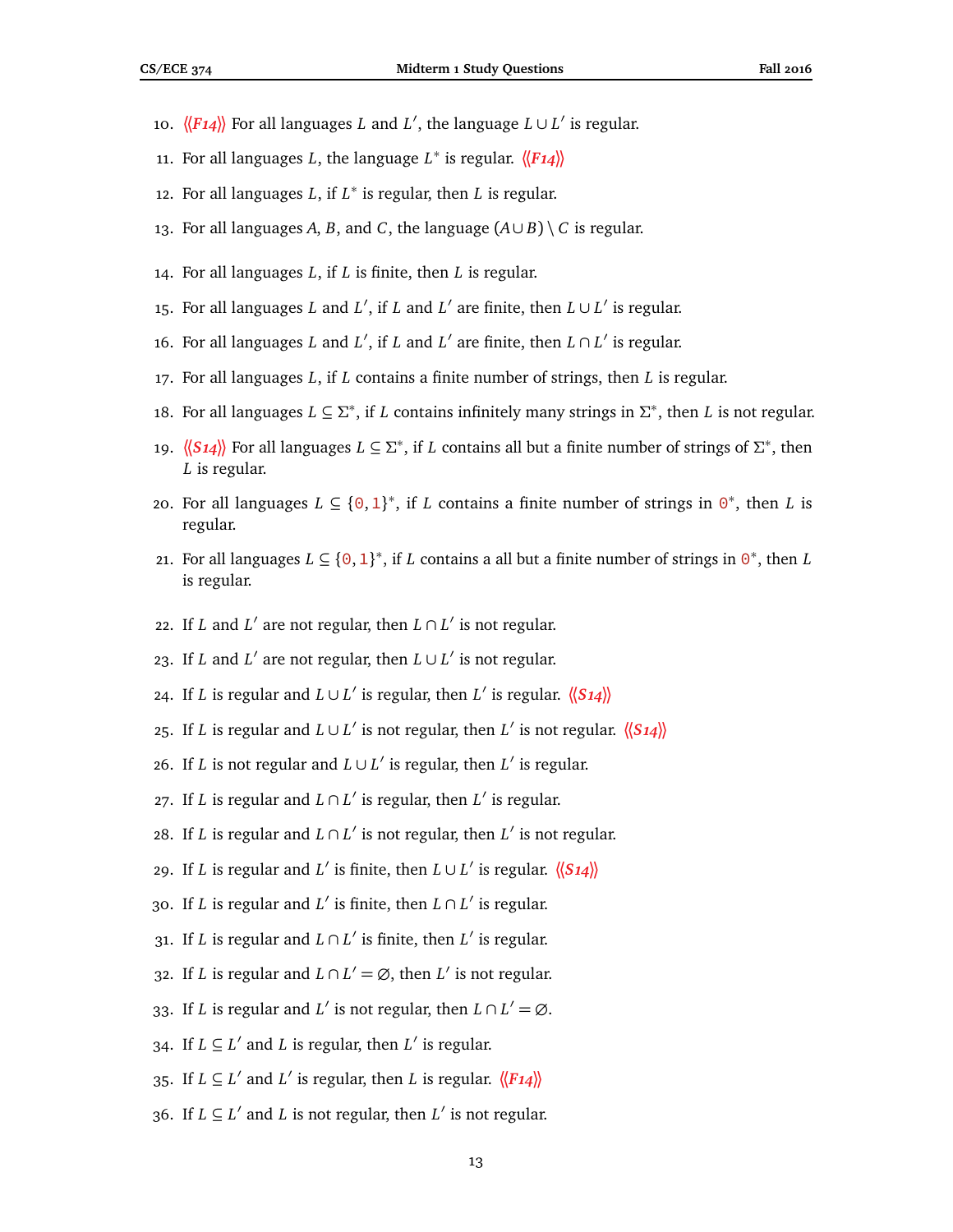10. ⟨⟨*F14*⟩⟩ For all languages $L$ and $L'$, the language $L \cup L'$ is regular.
11. For all languages $L$, the language $L^*$ is regular. ⟨⟨*F14*⟩⟩
12. For all languages $L$, if $L^*$ is regular, then $L$ is regular.
13. For all languages $A$, $B$, and $C$, the language $(A \cup B) \setminus C$ is regular.
14. For all languages $L$, if $L$ is finite, then $L$ is regular.
15. For all languages $L$ and $L'$, if $L$ and $L'$ are finite, then $L \cup L'$ is regular.
16. For all languages $L$ and $L'$, if $L$ and $L'$ are finite, then $L \cap L'$ is regular.
17. For all languages $L$, if $L$ contains a finite number of strings, then $L$ is regular.
18. For all languages $L \subseteq \Sigma^*$, if $L$ contains infinitely many strings in $\Sigma^*$, then $L$ is not regular.
19. ⟨⟨*S14*⟩⟩ For all languages $L \subseteq \Sigma^*$, if $L$ contains all but a finite number of strings of $\Sigma^*$, then $L$ is regular.
20. For all languages $L \subseteq \{0, 1\}^*$, if $L$ contains a finite number of strings in $0^*$, then $L$ is regular.
21. For all languages $L \subseteq \{0, 1\}^*$, if $L$ contains a all but a finite number of strings in $0^*$, then $L$ is regular.
22. If $L$ and $L'$ are not regular, then $L \cap L'$ is not regular.
23. If $L$ and $L'$ are not regular, then $L \cup L'$ is not regular.
24. If $L$ is regular and $L \cup L'$ is regular, then $L'$ is regular. ⟨⟨*S14*⟩⟩
25. If $L$ is regular and $L \cup L'$ is not regular, then $L'$ is not regular. ⟨⟨*S14*⟩⟩
26. If $L$ is not regular and $L \cup L'$ is regular, then $L'$ is regular.
27. If $L$ is regular and $L \cap L'$ is regular, then $L'$ is regular.
28. If $L$ is regular and $L \cap L'$ is not regular, then $L'$ is not regular.
29. If $L$ is regular and $L'$ is finite, then $L \cup L'$ is regular. ⟨⟨*S14*⟩⟩
30. If $L$ is regular and $L'$ is finite, then $L \cap L'$ is regular.
31. If $L$ is regular and $L \cap L'$ is finite, then $L'$ is regular.
32. If $L$ is regular and $L \cap L' = \varnothing$, then $L'$ is not regular.
33. If $L$ is regular and $L'$ is not regular, then $L \cap L' = \varnothing$.
34. If $L \subseteq L'$ and $L$ is regular, then $L'$ is regular.
35. If $L \subseteq L'$ and $L'$ is regular, then $L$ is regular. ⟨⟨*F14*⟩⟩
36. If $L \subseteq L'$ and $L$ is not regular, then $L'$ is not regular.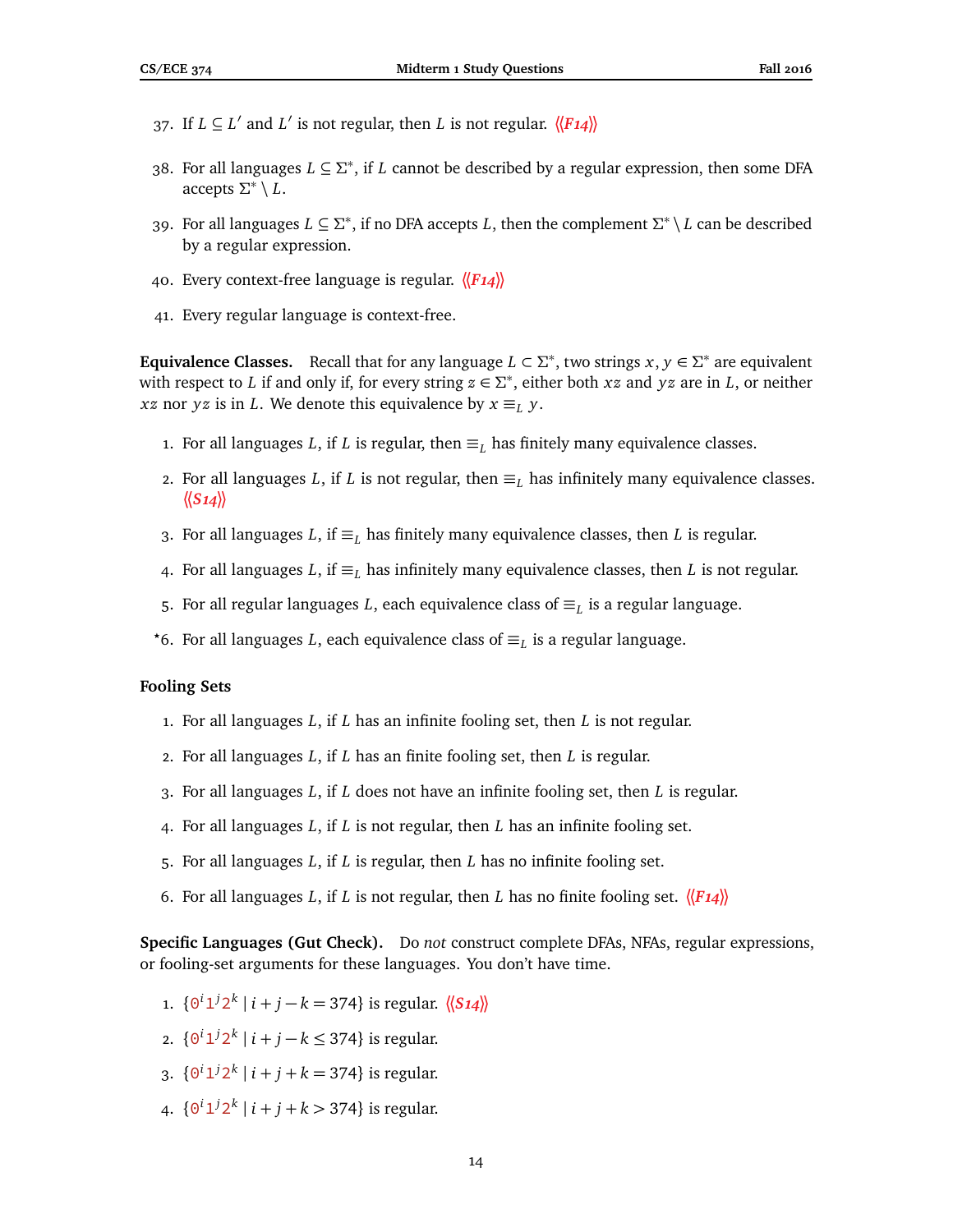37. If $L \subseteq L'$ and $L'$ is not regular, then $L$ is not regular. ⟨⟨*F14*⟩⟩

38. For all languages $L \subseteq \Sigma^*$, if $L$ cannot be described by a regular expression, then some DFA accepts $\Sigma^* \setminus L$.

39. For all languages $L \subseteq \Sigma^*$, if no DFA accepts $L$, then the complement $\Sigma^* \setminus L$ can be described by a regular expression.

40. Every context-free language is regular. ⟨⟨*F14*⟩⟩

41. Every regular language is context-free.

**Equivalence Classes.** Recall that for any language $L \subset \Sigma^*$, two strings $x, y \in \Sigma^*$ are equivalent with respect to $L$ if and only if, for every string $z \in \Sigma^*$, either both $xz$ and $yz$ are in $L$, or neither $xz$ nor $yz$ is in $L$. We denote this equivalence by $x \equiv_L y$.

1. For all languages $L$, if $L$ is regular, then $\equiv_L$ has finitely many equivalence classes.

2. For all languages $L$, if $L$ is not regular, then $\equiv_L$ has infinitely many equivalence classes. ⟨⟨*S14*⟩⟩

3. For all languages $L$, if $\equiv_L$ has finitely many equivalence classes, then $L$ is regular.

4. For all languages $L$, if $\equiv_L$ has infinitely many equivalence classes, then $L$ is not regular.

5. For all regular languages $L$, each equivalence class of $\equiv_L$ is a regular language.

*6. For all languages $L$, each equivalence class of $\equiv_L$ is a regular language.

### Fooling Sets

1. For all languages $L$, if $L$ has an infinite fooling set, then $L$ is not regular.

2. For all languages $L$, if $L$ has an finite fooling set, then $L$ is regular.

3. For all languages $L$, if $L$ does not have an infinite fooling set, then $L$ is regular.

4. For all languages $L$, if $L$ is not regular, then $L$ has an infinite fooling set.

5. For all languages $L$, if $L$ is regular, then $L$ has no infinite fooling set.

6. For all languages $L$, if $L$ is not regular, then $L$ has no finite fooling set. ⟨⟨*F14*⟩⟩

**Specific Languages (Gut Check).** Do *not* construct complete DFAs, NFAs, regular expressions, or fooling-set arguments for these languages. You don't have time.

1. $\{0^i 1^j 2^k \mid i + j - k = 374\}$ is regular. ⟨⟨*S14*⟩⟩

2. $\{0^i 1^j 2^k \mid i + j - k \leq 374\}$ is regular.

3. $\{0^i 1^j 2^k \mid i + j + k = 374\}$ is regular.

4. $\{0^i 1^j 2^k \mid i + j + k > 374\}$ is regular.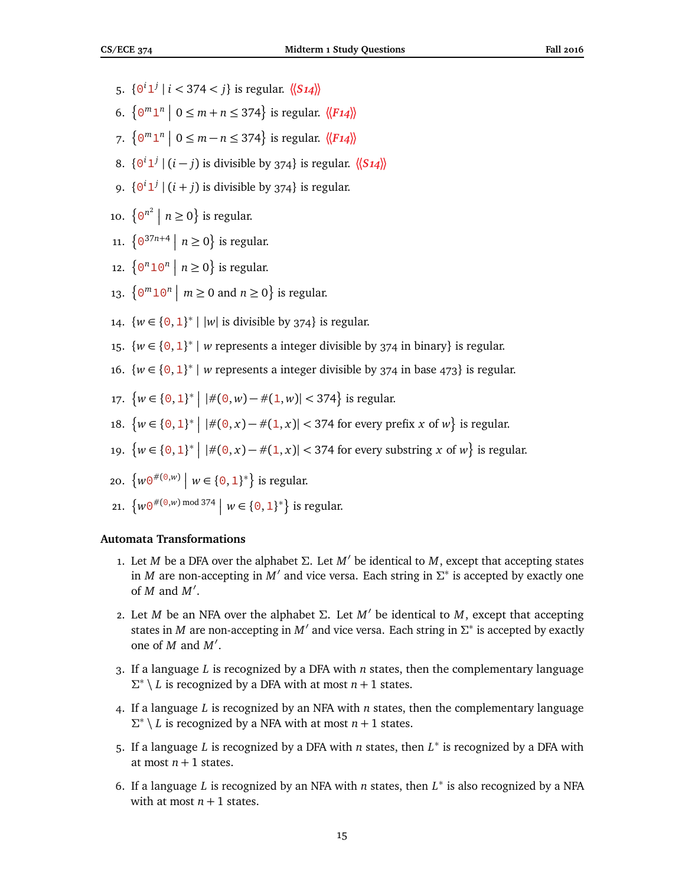5. $\{0^i1^j \mid i < 374 < j\}$ is regular. ⟨⟨*S14*⟩⟩

6. $\{0^m1^n \mid 0 \leq m+n \leq 374\}$ is regular. ⟨⟨*F14*⟩⟩

7. $\{0^m1^n \mid 0 \leq m-n \leq 374\}$ is regular. ⟨⟨*F14*⟩⟩

8. $\{0^i1^j \mid (i-j) \text{ is divisible by } 374\}$ is regular. ⟨⟨*S14*⟩⟩

9. $\{0^i1^j \mid (i+j) \text{ is divisible by } 374\}$ is regular.

10. $\{0^{n^2} \mid n \geq 0\}$ is regular.

11. $\{0^{37n+4} \mid n \geq 0\}$ is regular.

12. $\{0^n10^n \mid n \geq 0\}$ is regular.

13. $\{0^m10^n \mid m \geq 0 \text{ and } n \geq 0\}$ is regular.

14. $\{w \in \{0,1\}^* \mid |w| \text{ is divisible by } 374\}$ is regular.

15. $\{w \in \{0,1\}^* \mid w \text{ represents a integer divisible by } 374 \text{ in binary}\}$ is regular.

16. $\{w \in \{0,1\}^* \mid w \text{ represents a integer divisible by } 374 \text{ in base } 473\}$ is regular.

17. $\{w \in \{0,1\}^* \mid |\#(0,w) - \#(1,w)| < 374\}$ is regular.

18. $\{w \in \{0,1\}^* \mid |\#(0,x) - \#(1,x)| < 374 \text{ for every prefix } x \text{ of } w\}$ is regular.

19. $\{w \in \{0,1\}^* \mid |\#(0,x) - \#(1,x)| < 374 \text{ for every substring } x \text{ of } w\}$ is regular.

20. $\{w0^{\#(0,w)} \mid w \in \{0,1\}^*\}$ is regular.

21. $\{w0^{\#(0,w) \bmod 374} \mid w \in \{0,1\}^*\}$ is regular.

### Automata Transformations

1. Let $M$ be a DFA over the alphabet $\Sigma$. Let $M'$ be identical to $M$, except that accepting states in $M$ are non-accepting in $M'$ and vice versa. Each string in $\Sigma^*$ is accepted by exactly one of $M$ and $M'$.

2. Let $M$ be an NFA over the alphabet $\Sigma$. Let $M'$ be identical to $M$, except that accepting states in $M$ are non-accepting in $M'$ and vice versa. Each string in $\Sigma^*$ is accepted by exactly one of $M$ and $M'$.

3. If a language $L$ is recognized by a DFA with $n$ states, then the complementary language $\Sigma^* \setminus L$ is recognized by a DFA with at most $n+1$ states.

4. If a language $L$ is recognized by an NFA with $n$ states, then the complementary language $\Sigma^* \setminus L$ is recognized by a NFA with at most $n+1$ states.

5. If a language $L$ is recognized by a DFA with $n$ states, then $L^*$ is recognized by a DFA with at most $n+1$ states.

6. If a language $L$ is recognized by an NFA with $n$ states, then $L^*$ is also recognized by a NFA with at most $n+1$ states.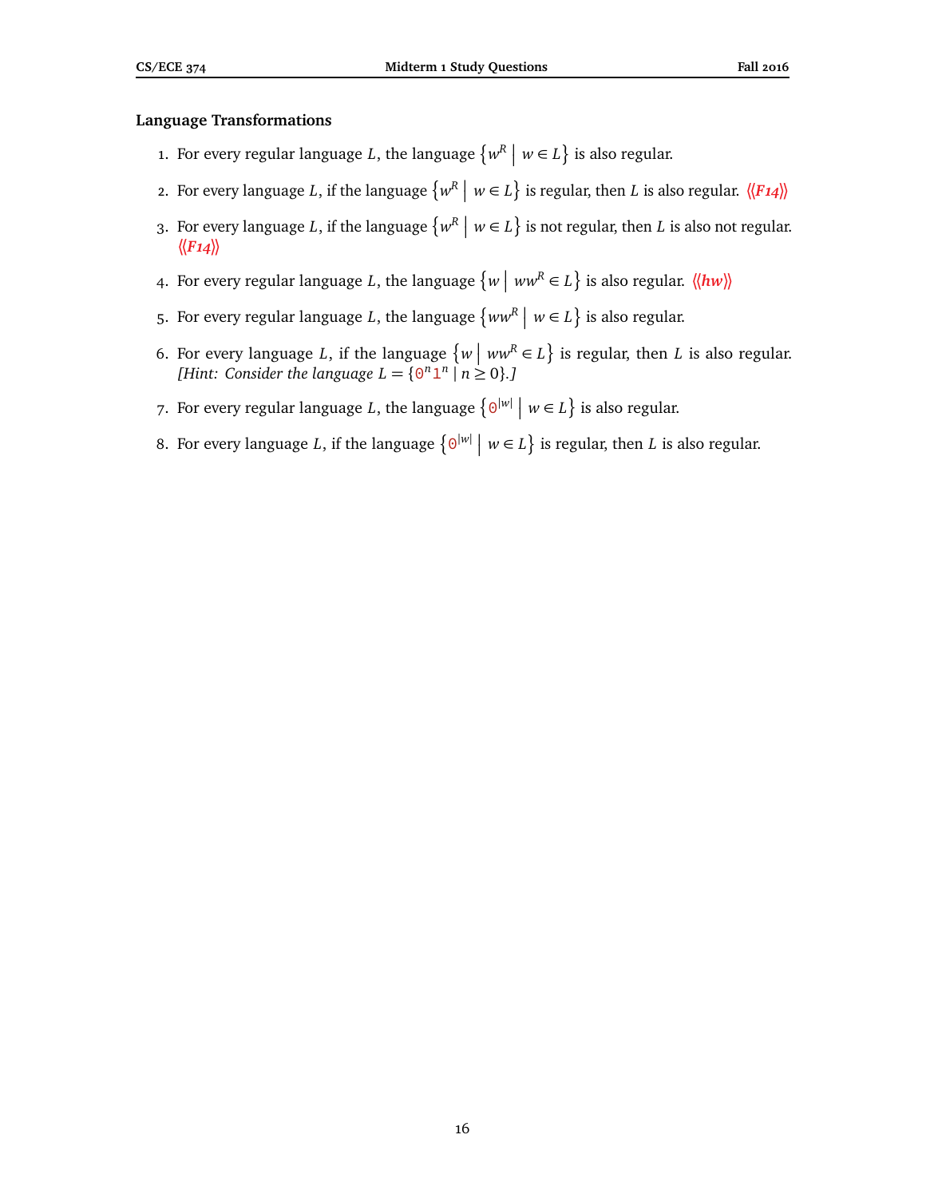### Language Transformations

1. For every regular language $L$, the language $\{w^R \mid w \in L\}$ is also regular.

2. For every language $L$, if the language $\{w^R \mid w \in L\}$ is regular, then $L$ is also regular. ⟨⟨*F14*⟩⟩

3. For every language $L$, if the language $\{w^R \mid w \in L\}$ is not regular, then $L$ is also not regular. ⟨⟨*F14*⟩⟩

4. For every regular language $L$, the language $\{w \mid ww^R \in L\}$ is also regular. ⟨⟨*hw*⟩⟩

5. For every regular language $L$, the language $\{ww^R \mid w \in L\}$ is also regular.

6. For every language $L$, if the language $\{w \mid ww^R \in L\}$ is regular, then $L$ is also regular. *[Hint: Consider the language $L = \{0^n 1^n \mid n \geq 0\}$.]*

7. For every regular language $L$, the language $\{0^{|w|} \mid w \in L\}$ is also regular.

8. For every language $L$, if the language $\{0^{|w|} \mid w \in L\}$ is regular, then $L$ is also regular.